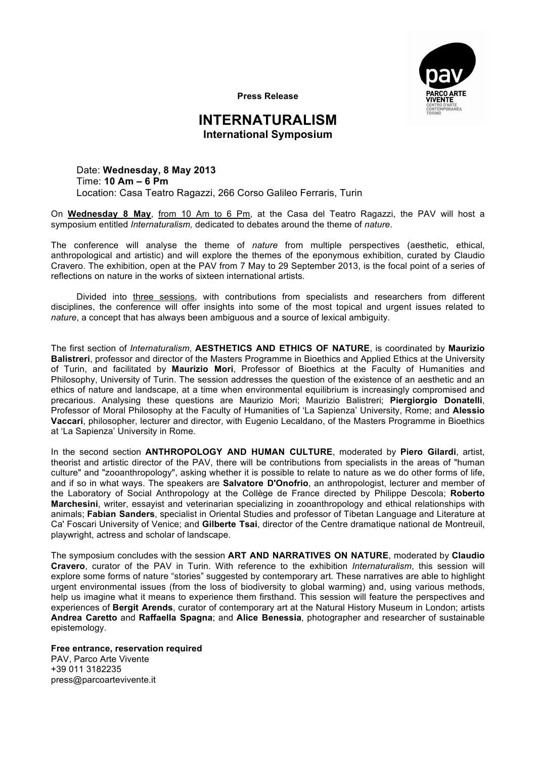**Press Release**

# INTERNATURALISM

## International Symposium

Date: **Wednesday, 8 May 2013**
Time: **10 Am – 6 Pm**
Location: Casa Teatro Ragazzi, 266 Corso Galileo Ferraris, Turin

On **Wednesday 8 May**, from 10 Am to 6 Pm, at the Casa del Teatro Ragazzi, the PAV will host a symposium entitled *Internaturalism,* dedicated to debates around the theme of *nature*.

The conference will analyse the theme of *nature* from multiple perspectives (aesthetic, ethical, anthropological and artistic) and will explore the themes of the eponymous exhibition, curated by Claudio Cravero. The exhibition, open at the PAV from 7 May to 29 September 2013, is the focal point of a series of reflections on nature in the works of sixteen international artists.

Divided into three sessions, with contributions from specialists and researchers from different disciplines, the conference will offer insights into some of the most topical and urgent issues related to *nature*, a concept that has always been ambiguous and a source of lexical ambiguity.

The first section of *Internaturalism*, **AESTHETICS AND ETHICS OF NATURE**, is coordinated by **Maurizio Balistreri**, professor and director of the Masters Programme in Bioethics and Applied Ethics at the University of Turin, and facilitated by **Maurizio Mori**, Professor of Bioethics at the Faculty of Humanities and Philosophy, University of Turin. The session addresses the question of the existence of an aesthetic and an ethics of nature and landscape, at a time when environmental equilibrium is increasingly compromised and precarious. Analysing these questions are Maurizio Mori; Maurizio Balistreri; **Piergiorgio Donatelli**, Professor of Moral Philosophy at the Faculty of Humanities of 'La Sapienza' University, Rome; and **Alessio Vaccari**, philosopher, lecturer and director, with Eugenio Lecaldano, of the Masters Programme in Bioethics at 'La Sapienza' University in Rome.

In the second section **ANTHROPOLOGY AND HUMAN CULTURE**, moderated by **Piero Gilardi**, artist, theorist and artistic director of the PAV, there will be contributions from specialists in the areas of "human culture" and "zooanthropology", asking whether it is possible to relate to nature as we do other forms of life, and if so in what ways. The speakers are **Salvatore D'Onofrio**, an anthropologist, lecturer and member of the Laboratory of Social Anthropology at the Collège de France directed by Philippe Descola; **Roberto Marchesini**, writer, essayist and veterinarian specializing in zooanthropology and ethical relationships with animals; **Fabian Sanders**, specialist in Oriental Studies and professor of Tibetan Language and Literature at Ca' Foscari University of Venice; and **Gilberte Tsai**, director of the Centre dramatique national de Montreuil, playwright, actress and scholar of landscape.

The symposium concludes with the session **ART AND NARRATIVES ON NATURE**, moderated by **Claudio Cravero**, curator of the PAV in Turin. With reference to the exhibition *Internaturalism*, this session will explore some forms of nature "stories" suggested by contemporary art. These narratives are able to highlight urgent environmental issues (from the loss of biodiversity to global warming) and, using various methods, help us imagine what it means to experience them firsthand. This session will feature the perspectives and experiences of **Bergit Arends**, curator of contemporary art at the Natural History Museum in London; artists **Andrea Caretto** and **Raffaella Spagna**; and **Alice Benessia**, photographer and researcher of sustainable epistemology.

**Free entrance, reservation required**
PAV, Parco Arte Vivente
+39 011 3182235
press@parcoartevivente.it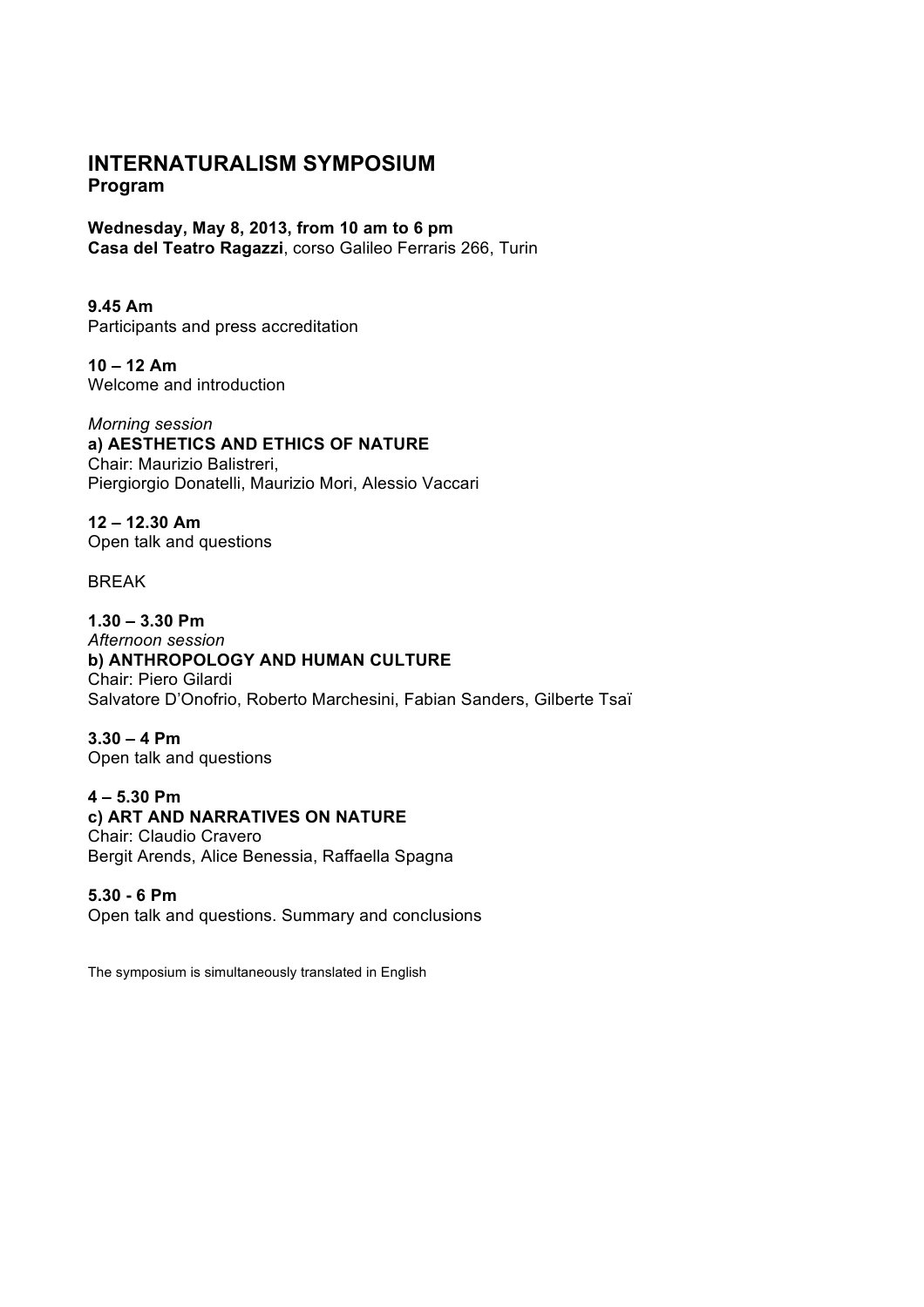# INTERNATURALISM SYMPOSIUM
**Program**

**Wednesday, May 8, 2013, from 10 am to 6 pm**
**Casa del Teatro Ragazzi**, corso Galileo Ferraris 266, Turin

**9.45 Am**
Participants and press accreditation

**10 – 12 Am**
Welcome and introduction

*Morning session*
**a) AESTHETICS AND ETHICS OF NATURE**
Chair: Maurizio Balistreri,
Piergiorgio Donatelli, Maurizio Mori, Alessio Vaccari

**12 – 12.30 Am**
Open talk and questions

BREAK

**1.30 – 3.30 Pm**
*Afternoon session*
**b) ANTHROPOLOGY AND HUMAN CULTURE**
Chair: Piero Gilardi
Salvatore D'Onofrio, Roberto Marchesini, Fabian Sanders, Gilberte Tsaï

**3.30 – 4 Pm**
Open talk and questions

**4 – 5.30 Pm**
**c) ART AND NARRATIVES ON NATURE**
Chair: Claudio Cravero
Bergit Arends, Alice Benessia, Raffaella Spagna

**5.30 - 6 Pm**
Open talk and questions. Summary and conclusions

The symposium is simultaneously translated in English